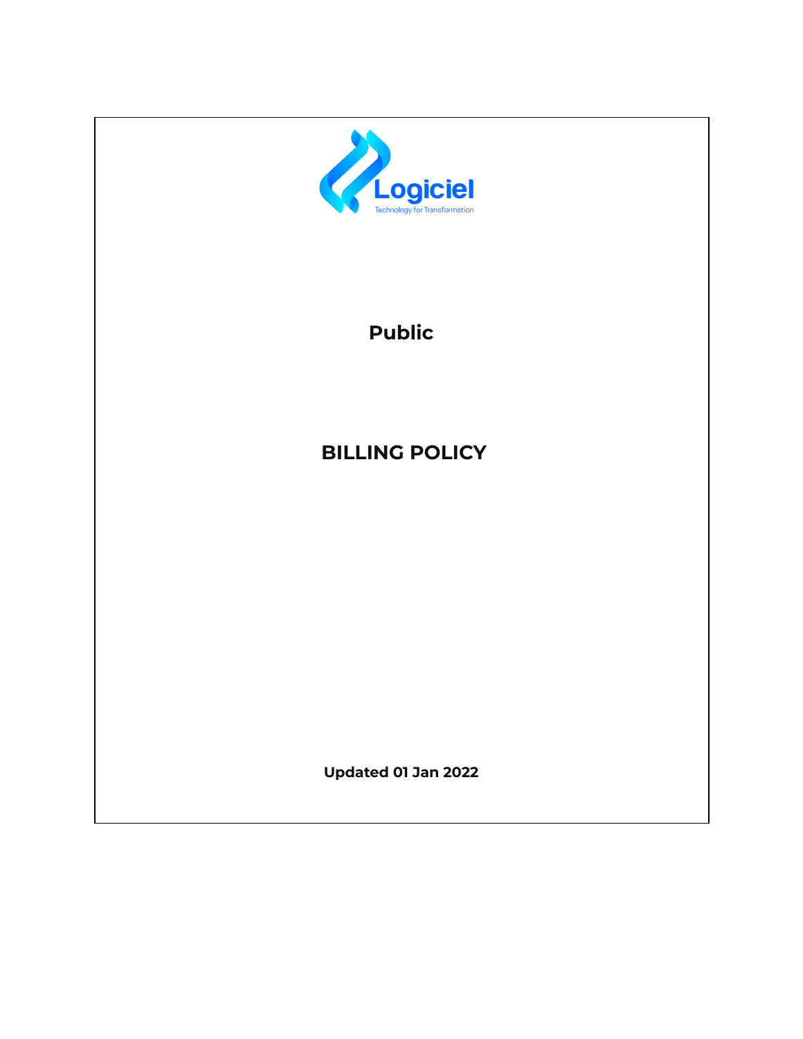Logiciel

Technology for Transformation

**Public**

# BILLING POLICY

**Updated 01 Jan 2022**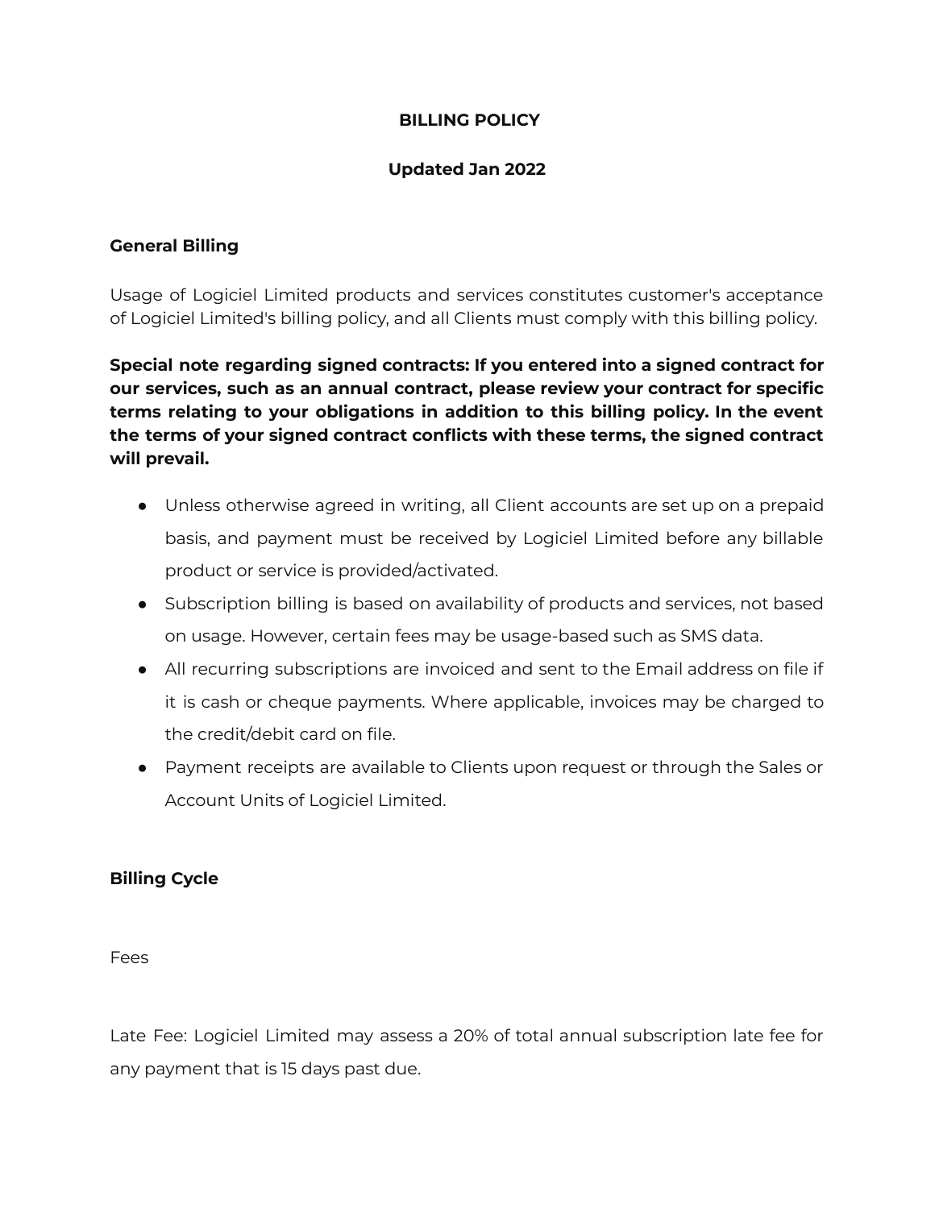**BILLING POLICY**

**Updated Jan 2022**

## General Billing

Usage of Logiciel Limited products and services constitutes customer's acceptance of Logiciel Limited's billing policy, and all Clients must comply with this billing policy.

**Special note regarding signed contracts: If you entered into a signed contract for our services, such as an annual contract, please review your contract for specific terms relating to your obligations in addition to this billing policy. In the event the terms of your signed contract conflicts with these terms, the signed contract will prevail.**

- Unless otherwise agreed in writing, all Client accounts are set up on a prepaid basis, and payment must be received by Logiciel Limited before any billable product or service is provided/activated.
- Subscription billing is based on availability of products and services, not based on usage. However, certain fees may be usage-based such as SMS data.
- All recurring subscriptions are invoiced and sent to the Email address on file if it is cash or cheque payments. Where applicable, invoices may be charged to the credit/debit card on file.
- Payment receipts are available to Clients upon request or through the Sales or Account Units of Logiciel Limited.

## Billing Cycle

Fees

Late Fee: Logiciel Limited may assess a 20% of total annual subscription late fee for any payment that is 15 days past due.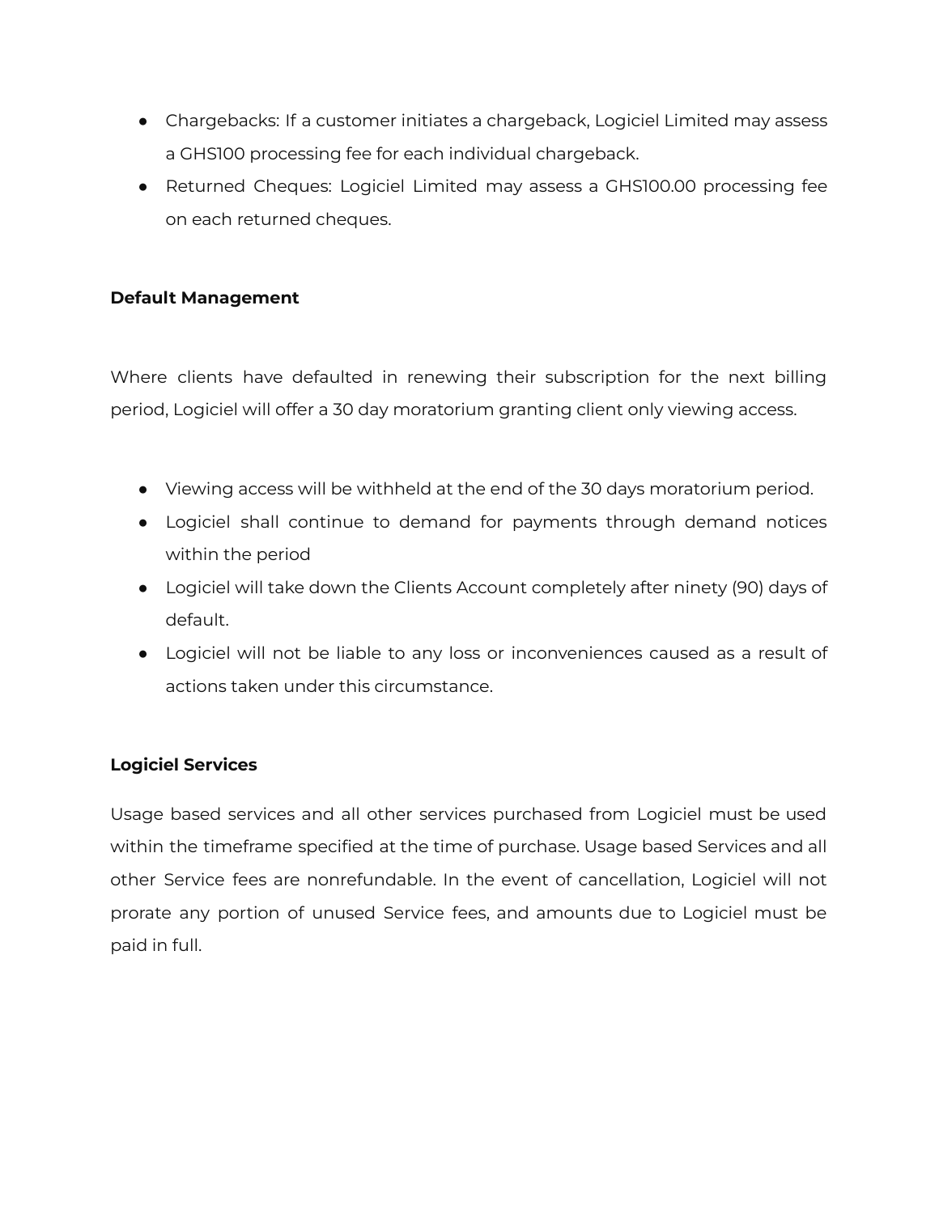- Chargebacks: If a customer initiates a chargeback, Logiciel Limited may assess a GHS100 processing fee for each individual chargeback.
- Returned Cheques: Logiciel Limited may assess a GHS100.00 processing fee on each returned cheques.

**Default Management**

Where clients have defaulted in renewing their subscription for the next billing period, Logiciel will offer a 30 day moratorium granting client only viewing access.

- Viewing access will be withheld at the end of the 30 days moratorium period.
- Logiciel shall continue to demand for payments through demand notices within the period
- Logiciel will take down the Clients Account completely after ninety (90) days of default.
- Logiciel will not be liable to any loss or inconveniences caused as a result of actions taken under this circumstance.

**Logiciel Services**

Usage based services and all other services purchased from Logiciel must be used within the timeframe specified at the time of purchase. Usage based Services and all other Service fees are nonrefundable. In the event of cancellation, Logiciel will not prorate any portion of unused Service fees, and amounts due to Logiciel must be paid in full.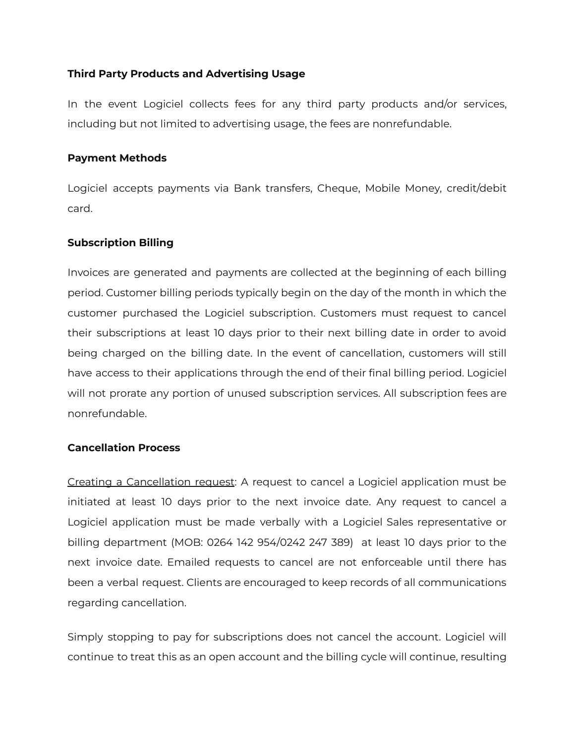**Third Party Products and Advertising Usage**

In the event Logiciel collects fees for any third party products and/or services, including but not limited to advertising usage, the fees are nonrefundable.

**Payment Methods**

Logiciel accepts payments via Bank transfers, Cheque, Mobile Money, credit/debit card.

**Subscription Billing**

Invoices are generated and payments are collected at the beginning of each billing period. Customer billing periods typically begin on the day of the month in which the customer purchased the Logiciel subscription. Customers must request to cancel their subscriptions at least 10 days prior to their next billing date in order to avoid being charged on the billing date. In the event of cancellation, customers will still have access to their applications through the end of their final billing period. Logiciel will not prorate any portion of unused subscription services. All subscription fees are nonrefundable.

**Cancellation Process**

<u>Creating a Cancellation request</u>: A request to cancel a Logiciel application must be initiated at least 10 days prior to the next invoice date. Any request to cancel a Logiciel application must be made verbally with a Logiciel Sales representative or billing department (MOB: 0264 142 954/0242 247 389) at least 10 days prior to the next invoice date. Emailed requests to cancel are not enforceable until there has been a verbal request. Clients are encouraged to keep records of all communications regarding cancellation.

Simply stopping to pay for subscriptions does not cancel the account. Logiciel will continue to treat this as an open account and the billing cycle will continue, resulting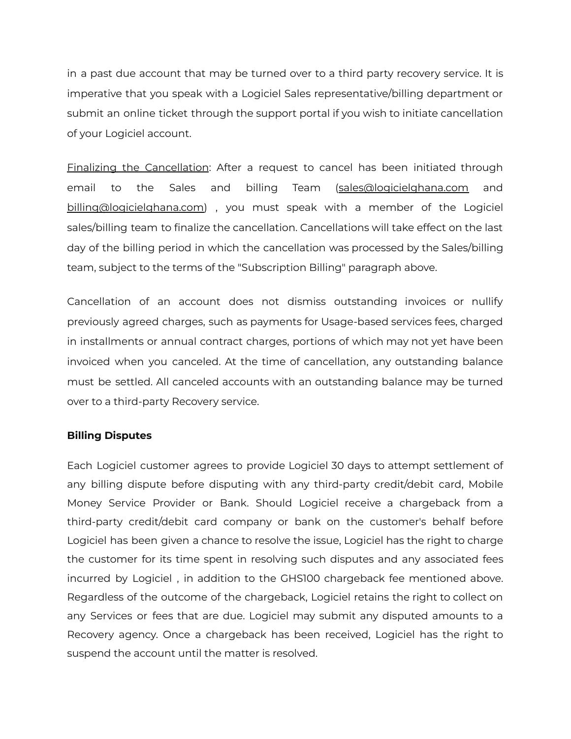in a past due account that may be turned over to a third party recovery service. It is imperative that you speak with a Logiciel Sales representative/billing department or submit an online ticket through the support portal if you wish to initiate cancellation of your Logiciel account.

Finalizing the Cancellation: After a request to cancel has been initiated through email to the Sales and billing Team (sales@logicielghana.com and billing@logicielghana.com) , you must speak with a member of the Logiciel sales/billing team to finalize the cancellation. Cancellations will take effect on the last day of the billing period in which the cancellation was processed by the Sales/billing team, subject to the terms of the "Subscription Billing" paragraph above.

Cancellation of an account does not dismiss outstanding invoices or nullify previously agreed charges, such as payments for Usage-based services fees, charged in installments or annual contract charges, portions of which may not yet have been invoiced when you canceled. At the time of cancellation, any outstanding balance must be settled. All canceled accounts with an outstanding balance may be turned over to a third-party Recovery service.

**Billing Disputes**

Each Logiciel customer agrees to provide Logiciel 30 days to attempt settlement of any billing dispute before disputing with any third-party credit/debit card, Mobile Money Service Provider or Bank. Should Logiciel receive a chargeback from a third-party credit/debit card company or bank on the customer's behalf before Logiciel has been given a chance to resolve the issue, Logiciel has the right to charge the customer for its time spent in resolving such disputes and any associated fees incurred by Logiciel , in addition to the GHS100 chargeback fee mentioned above. Regardless of the outcome of the chargeback, Logiciel retains the right to collect on any Services or fees that are due. Logiciel may submit any disputed amounts to a Recovery agency. Once a chargeback has been received, Logiciel has the right to suspend the account until the matter is resolved.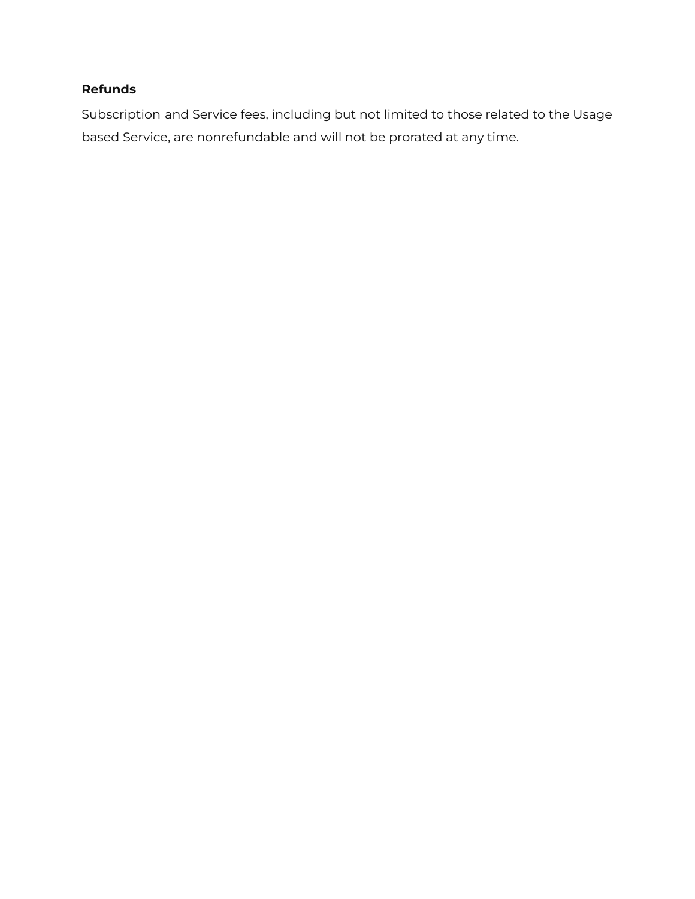**Refunds**

Subscription and Service fees, including but not limited to those related to the Usage based Service, are nonrefundable and will not be prorated at any time.